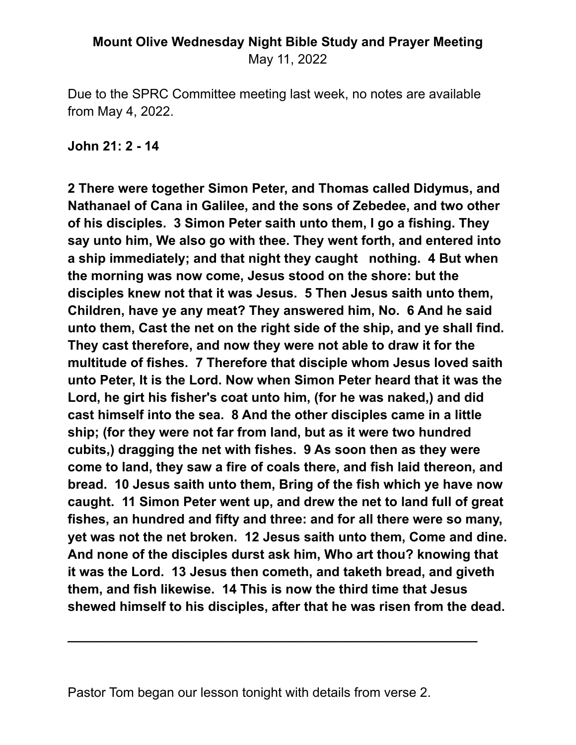**Mount Olive Wednesday Night Bible Study and Prayer Meeting**
May 11, 2022

Due to the SPRC Committee meeting last week, no notes are available from May 4, 2022.

**John 21: 2 - 14**

**2 There were together Simon Peter, and Thomas called Didymus, and Nathanael of Cana in Galilee, and the sons of Zebedee, and two other of his disciples. 3 Simon Peter saith unto them, I go a fishing. They say unto him, We also go with thee. They went forth, and entered into a ship immediately; and that night they caught nothing. 4 But when the morning was now come, Jesus stood on the shore: but the disciples knew not that it was Jesus. 5 Then Jesus saith unto them, Children, have ye any meat? They answered him, No. 6 And he said unto them, Cast the net on the right side of the ship, and ye shall find. They cast therefore, and now they were not able to draw it for the multitude of fishes. 7 Therefore that disciple whom Jesus loved saith unto Peter, It is the Lord. Now when Simon Peter heard that it was the Lord, he girt his fisher's coat unto him, (for he was naked,) and did cast himself into the sea. 8 And the other disciples came in a little ship; (for they were not far from land, but as it were two hundred cubits,) dragging the net with fishes. 9 As soon then as they were come to land, they saw a fire of coals there, and fish laid thereon, and bread. 10 Jesus saith unto them, Bring of the fish which ye have now caught. 11 Simon Peter went up, and drew the net to land full of great fishes, an hundred and fifty and three: and for all there were so many, yet was not the net broken. 12 Jesus saith unto them, Come and dine. And none of the disciples durst ask him, Who art thou? knowing that it was the Lord. 13 Jesus then cometh, and taketh bread, and giveth them, and fish likewise. 14 This is now the third time that Jesus shewed himself to his disciples, after that he was risen from the dead.**

---

Pastor Tom began our lesson tonight with details from verse 2.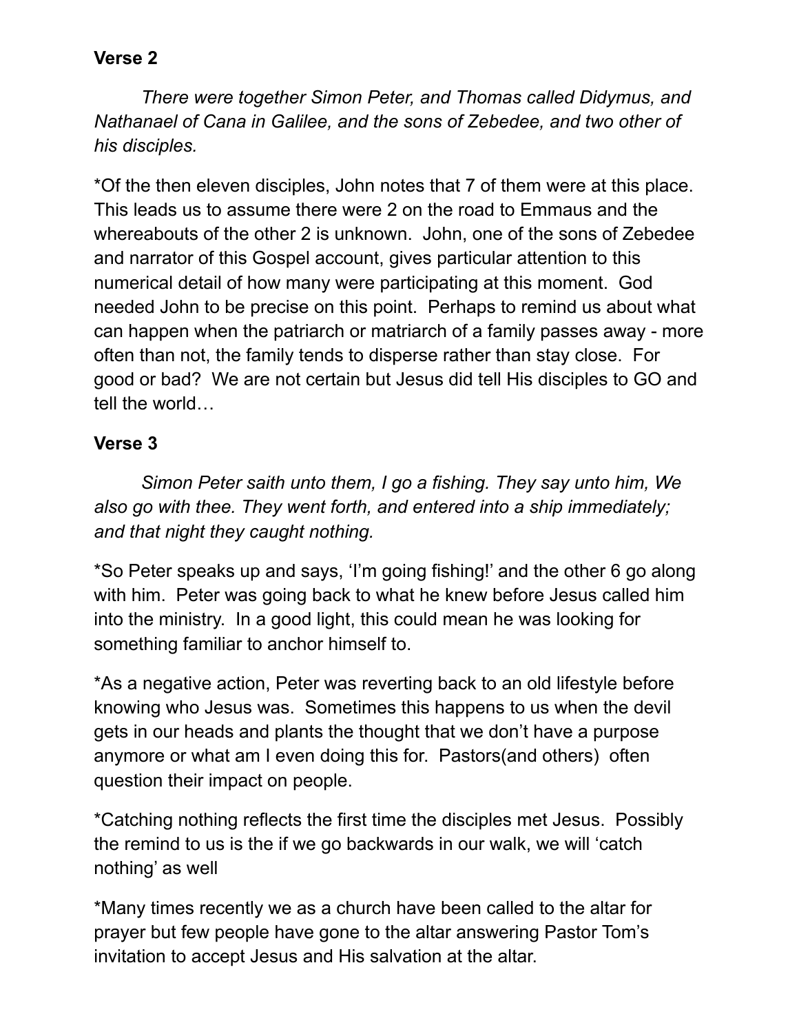**Verse 2**

*There were together Simon Peter, and Thomas called Didymus, and Nathanael of Cana in Galilee, and the sons of Zebedee, and two other of his disciples.*

*Of the then eleven disciples, John notes that 7 of them were at this place. This leads us to assume there were 2 on the road to Emmaus and the whereabouts of the other 2 is unknown. John, one of the sons of Zebedee and narrator of this Gospel account, gives particular attention to this numerical detail of how many were participating at this moment. God needed John to be precise on this point. Perhaps to remind us about what can happen when the patriarch or matriarch of a family passes away - more often than not, the family tends to disperse rather than stay close. For good or bad? We are not certain but Jesus did tell His disciples to GO and tell the world…

**Verse 3**

*Simon Peter saith unto them, I go a fishing. They say unto him, We also go with thee. They went forth, and entered into a ship immediately; and that night they caught nothing.*

*So Peter speaks up and says, 'I'm going fishing!' and the other 6 go along with him. Peter was going back to what he knew before Jesus called him into the ministry. In a good light, this could mean he was looking for something familiar to anchor himself to.

*As a negative action, Peter was reverting back to an old lifestyle before knowing who Jesus was. Sometimes this happens to us when the devil gets in our heads and plants the thought that we don't have a purpose anymore or what am I even doing this for. Pastors(and others) often question their impact on people.

*Catching nothing reflects the first time the disciples met Jesus. Possibly the remind to us is the if we go backwards in our walk, we will 'catch nothing' as well

*Many times recently we as a church have been called to the altar for prayer but few people have gone to the altar answering Pastor Tom's invitation to accept Jesus and His salvation at the altar.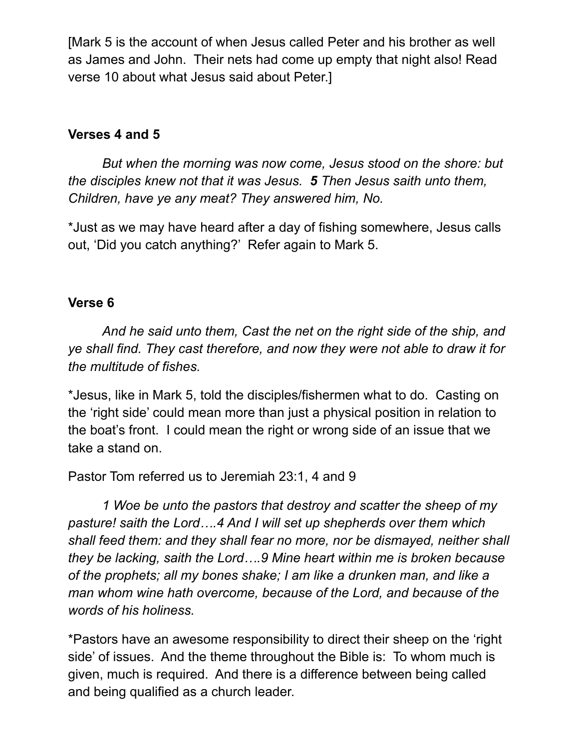[Mark 5 is the account of when Jesus called Peter and his brother as well as James and John.  Their nets had come up empty that night also! Read verse 10 about what Jesus said about Peter.]

**Verses 4 and 5**

*But when the morning was now come, Jesus stood on the shore: but the disciples knew not that it was Jesus.* ***5*** *Then Jesus saith unto them, Children, have ye any meat? They answered him, No.*

*Just as we may have heard after a day of fishing somewhere, Jesus calls out, 'Did you catch anything?'  Refer again to Mark 5.

**Verse 6**

*And he said unto them, Cast the net on the right side of the ship, and ye shall find. They cast therefore, and now they were not able to draw it for the multitude of fishes.*

*Jesus, like in Mark 5, told the disciples/fishermen what to do.  Casting on the 'right side' could mean more than just a physical position in relation to the boat's front.  I could mean the right or wrong side of an issue that we take a stand on.

Pastor Tom referred us to Jeremiah 23:1, 4 and 9

*1 Woe be unto the pastors that destroy and scatter the sheep of my pasture! saith the Lord….4 And I will set up shepherds over them which shall feed them: and they shall fear no more, nor be dismayed, neither shall they be lacking, saith the Lord….9 Mine heart within me is broken because of the prophets; all my bones shake; I am like a drunken man, and like a man whom wine hath overcome, because of the Lord, and because of the words of his holiness.*

*Pastors have an awesome responsibility to direct their sheep on the 'right side' of issues.  And the theme throughout the Bible is:  To whom much is given, much is required.  And there is a difference between being called and being qualified as a church leader.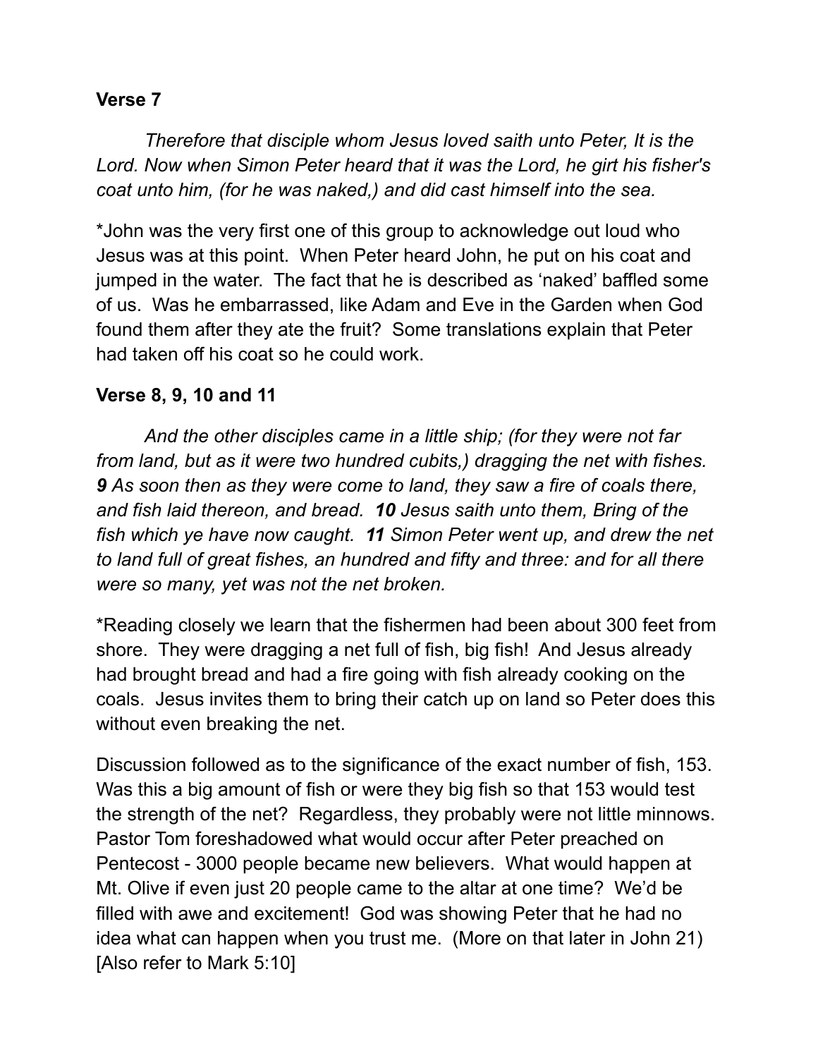**Verse 7**

*Therefore that disciple whom Jesus loved saith unto Peter, It is the Lord. Now when Simon Peter heard that it was the Lord, he girt his fisher's coat unto him, (for he was naked,) and did cast himself into the sea.*

*John was the very first one of this group to acknowledge out loud who Jesus was at this point. When Peter heard John, he put on his coat and jumped in the water. The fact that he is described as 'naked' baffled some of us. Was he embarrassed, like Adam and Eve in the Garden when God found them after they ate the fruit? Some translations explain that Peter had taken off his coat so he could work.

**Verse 8, 9, 10 and 11**

*And the other disciples came in a little ship; (for they were not far from land, but as it were two hundred cubits,) dragging the net with fishes.* ***9*** *As soon then as they were come to land, they saw a fire of coals there, and fish laid thereon, and bread.* ***10*** *Jesus saith unto them, Bring of the fish which ye have now caught.* ***11*** *Simon Peter went up, and drew the net to land full of great fishes, an hundred and fifty and three: and for all there were so many, yet was not the net broken.*

*Reading closely we learn that the fishermen had been about 300 feet from shore. They were dragging a net full of fish, big fish! And Jesus already had brought bread and had a fire going with fish already cooking on the coals. Jesus invites them to bring their catch up on land so Peter does this without even breaking the net.

Discussion followed as to the significance of the exact number of fish, 153. Was this a big amount of fish or were they big fish so that 153 would test the strength of the net? Regardless, they probably were not little minnows. Pastor Tom foreshadowed what would occur after Peter preached on Pentecost - 3000 people became new believers. What would happen at Mt. Olive if even just 20 people came to the altar at one time? We'd be filled with awe and excitement! God was showing Peter that he had no idea what can happen when you trust me. (More on that later in John 21) [Also refer to Mark 5:10]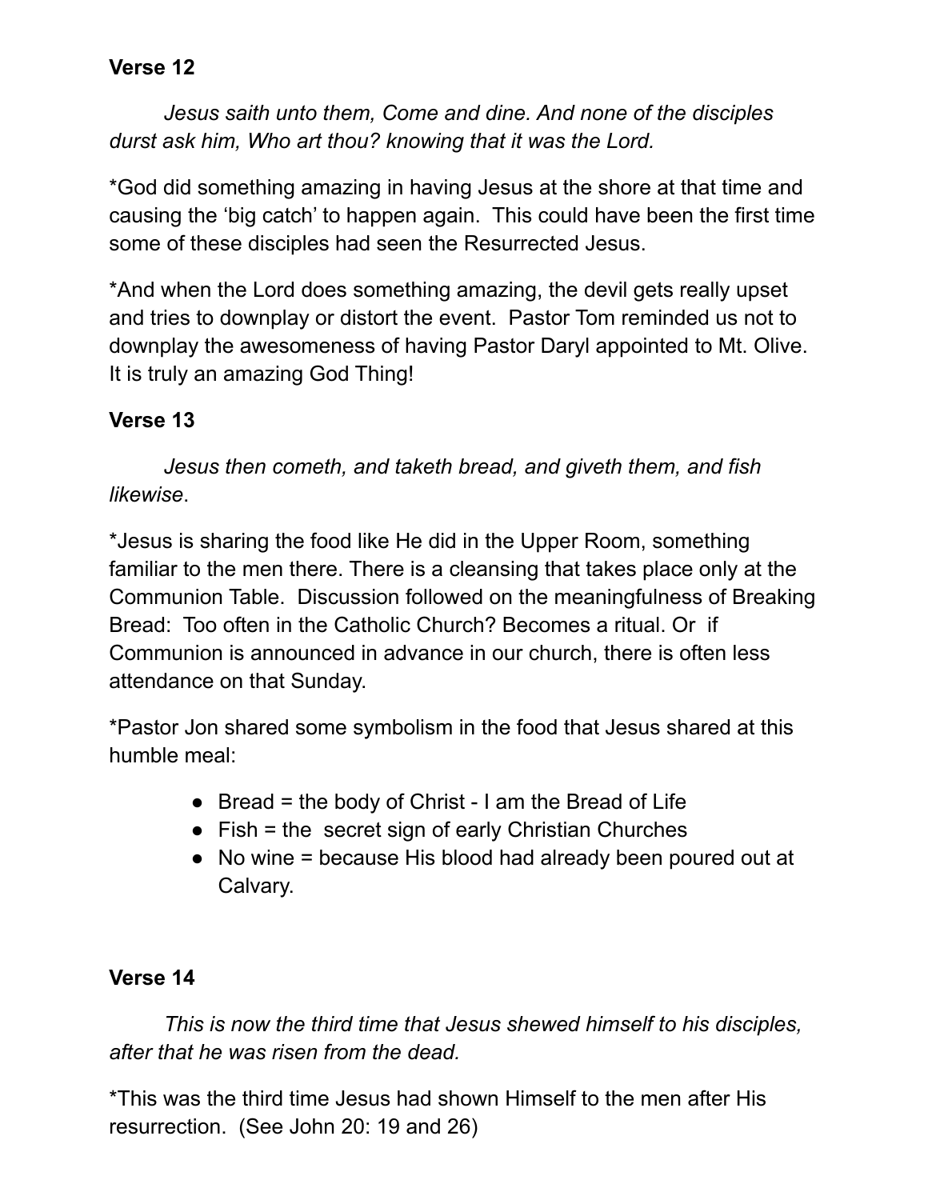**Verse 12**

*Jesus saith unto them, Come and dine. And none of the disciples durst ask him, Who art thou? knowing that it was the Lord.*

*God did something amazing in having Jesus at the shore at that time and causing the 'big catch' to happen again. This could have been the first time some of these disciples had seen the Resurrected Jesus.

*And when the Lord does something amazing, the devil gets really upset and tries to downplay or distort the event. Pastor Tom reminded us not to downplay the awesomeness of having Pastor Daryl appointed to Mt. Olive. It is truly an amazing God Thing!

**Verse 13**

*Jesus then cometh, and taketh bread, and giveth them, and fish likewise*.

*Jesus is sharing the food like He did in the Upper Room, something familiar to the men there. There is a cleansing that takes place only at the Communion Table. Discussion followed on the meaningfulness of Breaking Bread: Too often in the Catholic Church? Becomes a ritual. Or if Communion is announced in advance in our church, there is often less attendance on that Sunday.

*Pastor Jon shared some symbolism in the food that Jesus shared at this humble meal:

- Bread = the body of Christ - I am the Bread of Life
- Fish = the secret sign of early Christian Churches
- No wine = because His blood had already been poured out at Calvary.

**Verse 14**

*This is now the third time that Jesus shewed himself to his disciples, after that he was risen from the dead.*

*This was the third time Jesus had shown Himself to the men after His resurrection. (See John 20: 19 and 26)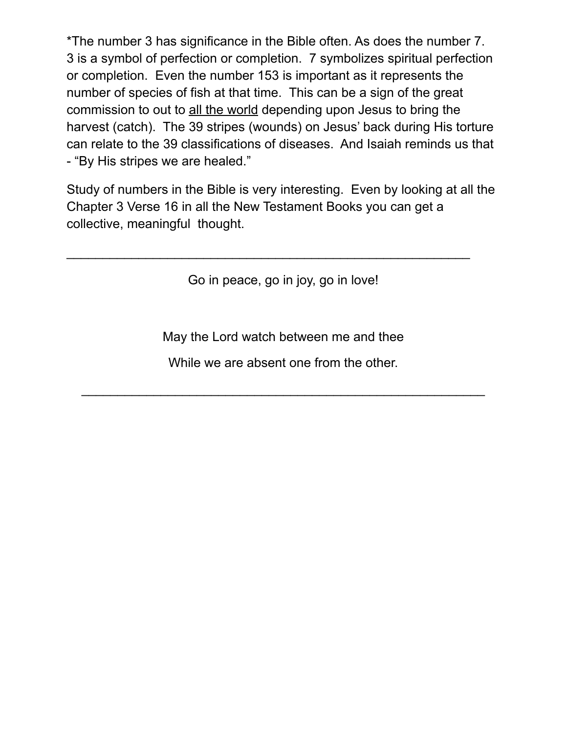*The number 3 has significance in the Bible often. As does the number 7. 3 is a symbol of perfection or completion. 7 symbolizes spiritual perfection or completion. Even the number 153 is important as it represents the number of species of fish at that time. This can be a sign of the great commission to out to <u>all the world</u> depending upon Jesus to bring the harvest (catch). The 39 stripes (wounds) on Jesus' back during His torture can relate to the 39 classifications of diseases. And Isaiah reminds us that - "By His stripes we are healed."

Study of numbers in the Bible is very interesting. Even by looking at all the Chapter 3 Verse 16 in all the New Testament Books you can get a collective, meaningful thought.

---

Go in peace, go in joy, go in love!

May the Lord watch between me and thee

While we are absent one from the other.

---